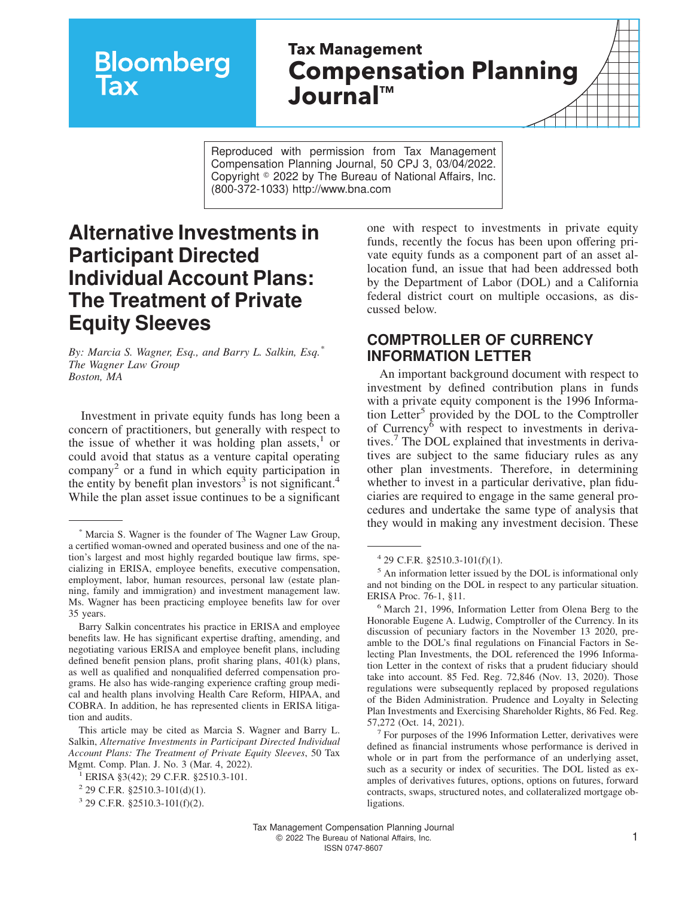Reproduced with permission from Tax Management Compensation Planning Journal, 50 CPJ 3, 03/04/2022. Copyright © 2022 by The Bureau of National Affairs, Inc. (800-372-1033) http://www.bna.com

# Alternative Investments in Participant Directed Individual Account Plans: The Treatment of Private Equity Sleeves

*By: Marcia S. Wagner, Esq., and Barry L. Salkin, Esq.*[*]
*The Wagner Law Group*
*Boston, MA*

Investment in private equity funds has long been a concern of practitioners, but generally with respect to the issue of whether it was holding plan assets,[1] or could avoid that status as a venture capital operating company[2] or a fund in which equity participation in the entity by benefit plan investors[3] is not significant.[4] While the plan asset issue continues to be a significant one with respect to investments in private equity funds, recently the focus has been upon offering private equity funds as a component part of an asset allocation fund, an issue that had been addressed both by the Department of Labor (DOL) and a California federal district court on multiple occasions, as discussed below.

## COMPTROLLER OF CURRENCY INFORMATION LETTER

An important background document with respect to investment by defined contribution plans in funds with a private equity component is the 1996 Information Letter[5] provided by the DOL to the Comptroller of Currency[6] with respect to investments in derivatives.[7] The DOL explained that investments in derivatives are subject to the same fiduciary rules as any other plan investments. Therefore, in determining whether to invest in a particular derivative, plan fiduciaries are required to engage in the same general procedures and undertake the same type of analysis that they would in making any investment decision. These

---

[*] Marcia S. Wagner is the founder of The Wagner Law Group, a certified woman-owned and operated business and one of the nation's largest and most highly regarded boutique law firms, specializing in ERISA, employee benefits, executive compensation, employment, labor, human resources, personal law (estate planning, family and immigration) and investment management law. Ms. Wagner has been practicing employee benefits law for over 35 years.

Barry Salkin concentrates his practice in ERISA and employee benefits law. He has significant expertise drafting, amending, and negotiating various ERISA and employee benefit plans, including defined benefit pension plans, profit sharing plans, 401(k) plans, as well as qualified and nonqualified deferred compensation programs. He also has wide-ranging experience crafting group medical and health plans involving Health Care Reform, HIPAA, and COBRA. In addition, he has represented clients in ERISA litigation and audits.

This article may be cited as Marcia S. Wagner and Barry L. Salkin, *Alternative Investments in Participant Directed Individual Account Plans: The Treatment of Private Equity Sleeves*, 50 Tax Mgmt. Comp. Plan. J. No. 3 (Mar. 4, 2022).

[1] ERISA §3(42); 29 C.F.R. §2510.3-101.

[2] 29 C.F.R. §2510.3-101(d)(1).

[3] 29 C.F.R. §2510.3-101(f)(2).

[4] 29 C.F.R. §2510.3-101(f)(1).

[5] An information letter issued by the DOL is informational only and not binding on the DOL in respect to any particular situation. ERISA Proc. 76-1, §11.

[6] March 21, 1996, Information Letter from Olena Berg to the Honorable Eugene A. Ludwig, Comptroller of the Currency. In its discussion of pecuniary factors in the November 13 2020, preamble to the DOL's final regulations on Financial Factors in Selecting Plan Investments, the DOL referenced the 1996 Information Letter in the context of risks that a prudent fiduciary should take into account. 85 Fed. Reg. 72,846 (Nov. 13, 2020). Those regulations were subsequently replaced by proposed regulations of the Biden Administration. Prudence and Loyalty in Selecting Plan Investments and Exercising Shareholder Rights, 86 Fed. Reg. 57,272 (Oct. 14, 2021).

[7] For purposes of the 1996 Information Letter, derivatives were defined as financial instruments whose performance is derived in whole or in part from the performance of an underlying asset, such as a security or index of securities. The DOL listed as examples of derivatives futures, options, options on futures, forward contracts, swaps, structured notes, and collateralized mortgage obligations.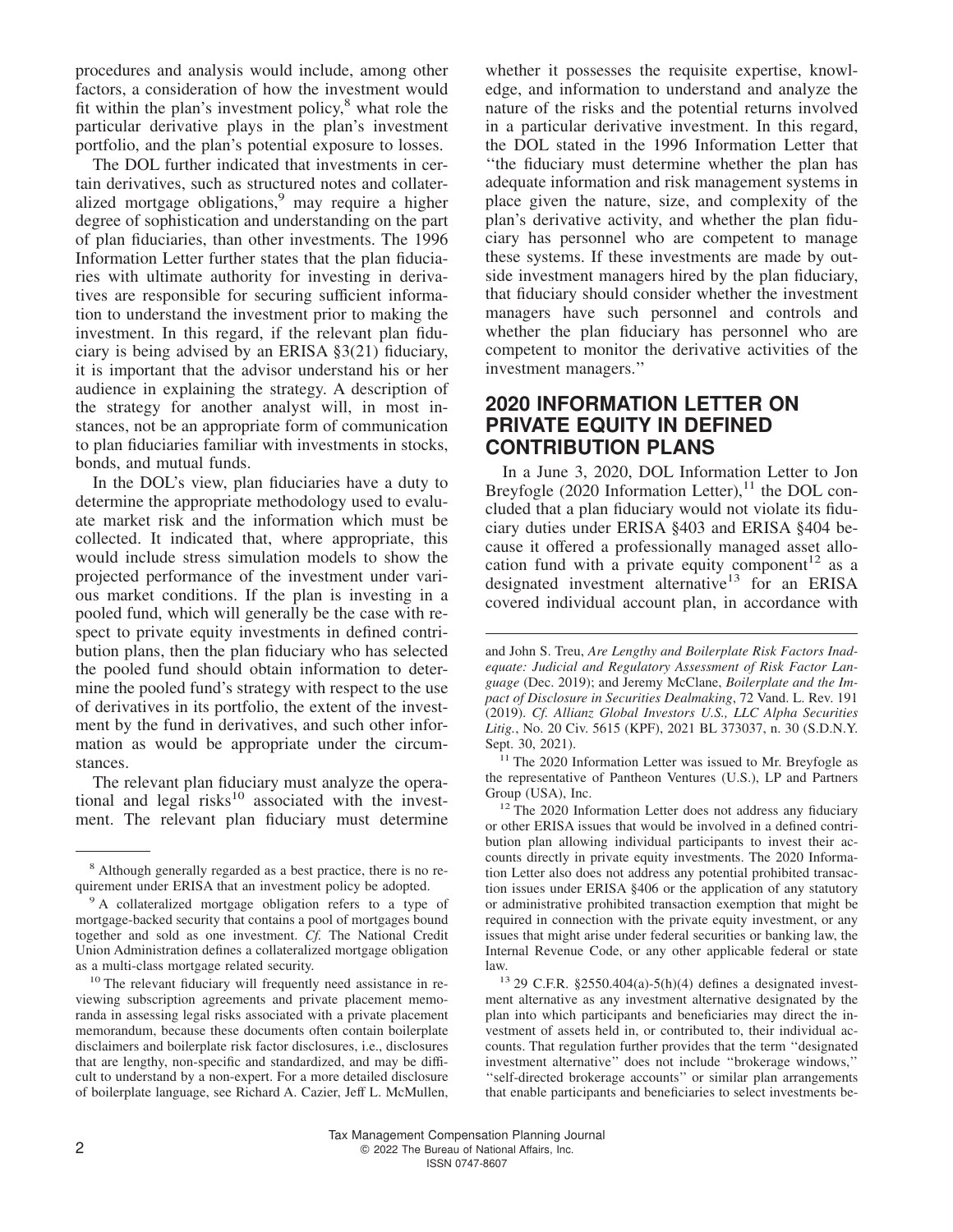procedures and analysis would include, among other factors, a consideration of how the investment would fit within the plan's investment policy,[8] what role the particular derivative plays in the plan's investment portfolio, and the plan's potential exposure to losses.

The DOL further indicated that investments in certain derivatives, such as structured notes and collateralized mortgage obligations,[9] may require a higher degree of sophistication and understanding on the part of plan fiduciaries, than other investments. The 1996 Information Letter further states that the plan fiduciaries with ultimate authority for investing in derivatives are responsible for securing sufficient information to understand the investment prior to making the investment. In this regard, if the relevant plan fiduciary is being advised by an ERISA §3(21) fiduciary, it is important that the advisor understand his or her audience in explaining the strategy. A description of the strategy for another analyst will, in most instances, not be an appropriate form of communication to plan fiduciaries familiar with investments in stocks, bonds, and mutual funds.

In the DOL's view, plan fiduciaries have a duty to determine the appropriate methodology used to evaluate market risk and the information which must be collected. It indicated that, where appropriate, this would include stress simulation models to show the projected performance of the investment under various market conditions. If the plan is investing in a pooled fund, which will generally be the case with respect to private equity investments in defined contribution plans, then the plan fiduciary who has selected the pooled fund should obtain information to determine the pooled fund's strategy with respect to the use of derivatives in its portfolio, the extent of the investment by the fund in derivatives, and such other information as would be appropriate under the circumstances.

The relevant plan fiduciary must analyze the operational and legal risks[10] associated with the investment. The relevant plan fiduciary must determine whether it possesses the requisite expertise, knowledge, and information to understand and analyze the nature of the risks and the potential returns involved in a particular derivative investment. In this regard, the DOL stated in the 1996 Information Letter that "the fiduciary must determine whether the plan has adequate information and risk management systems in place given the nature, size, and complexity of the plan's derivative activity, and whether the plan fiduciary has personnel who are competent to manage these systems. If these investments are made by outside investment managers hired by the plan fiduciary, that fiduciary should consider whether the investment managers have such personnel and controls and whether the plan fiduciary has personnel who are competent to monitor the derivative activities of the investment managers."

## 2020 INFORMATION LETTER ON PRIVATE EQUITY IN DEFINED CONTRIBUTION PLANS

In a June 3, 2020, DOL Information Letter to Jon Breyfogle (2020 Information Letter),[11] the DOL concluded that a plan fiduciary would not violate its fiduciary duties under ERISA §403 and ERISA §404 because it offered a professionally managed asset allocation fund with a private equity component[12] as a designated investment alternative[13] for an ERISA covered individual account plan, in accordance with

---

[8] Although generally regarded as a best practice, there is no requirement under ERISA that an investment policy be adopted.

[9] A collateralized mortgage obligation refers to a type of mortgage-backed security that contains a pool of mortgages bound together and sold as one investment. *Cf.* The National Credit Union Administration defines a collateralized mortgage obligation as a multi-class mortgage related security.

[10] The relevant fiduciary will frequently need assistance in reviewing subscription agreements and private placement memoranda in assessing legal risks associated with a private placement memorandum, because these documents often contain boilerplate disclaimers and boilerplate risk factor disclosures, i.e., disclosures that are lengthy, non-specific and standardized, and may be difficult to understand by a non-expert. For a more detailed disclosure of boilerplate language, see Richard A. Cazier, Jeff L. McMullen, and John S. Treu, *Are Lengthy and Boilerplate Risk Factors Inadequate: Judicial and Regulatory Assessment of Risk Factor Language* (Dec. 2019); and Jeremy McClane, *Boilerplate and the Impact of Disclosure in Securities Dealmaking*, 72 Vand. L. Rev. 191 (2019). *Cf. Allianz Global Investors U.S., LLC Alpha Securities Litig.*, No. 20 Civ. 5615 (KPF), 2021 BL 373037, n. 30 (S.D.N.Y. Sept. 30, 2021).

[11] The 2020 Information Letter was issued to Mr. Breyfogle as the representative of Pantheon Ventures (U.S.), LP and Partners Group (USA), Inc.

[12] The 2020 Information Letter does not address any fiduciary or other ERISA issues that would be involved in a defined contribution plan allowing individual participants to invest their accounts directly in private equity investments. The 2020 Information Letter also does not address any potential prohibited transaction issues under ERISA §406 or the application of any statutory or administrative prohibited transaction exemption that might be required in connection with the private equity investment, or any issues that might arise under federal securities or banking law, the Internal Revenue Code, or any other applicable federal or state law.

[13] 29 C.F.R. §2550.404(a)-5(h)(4) defines a designated investment alternative as any investment alternative designated by the plan into which participants and beneficiaries may direct the investment of assets held in, or contributed to, their individual accounts. That regulation further provides that the term "designated investment alternative" does not include "brokerage windows," "self-directed brokerage accounts" or similar plan arrangements that enable participants and beneficiaries to select investments be-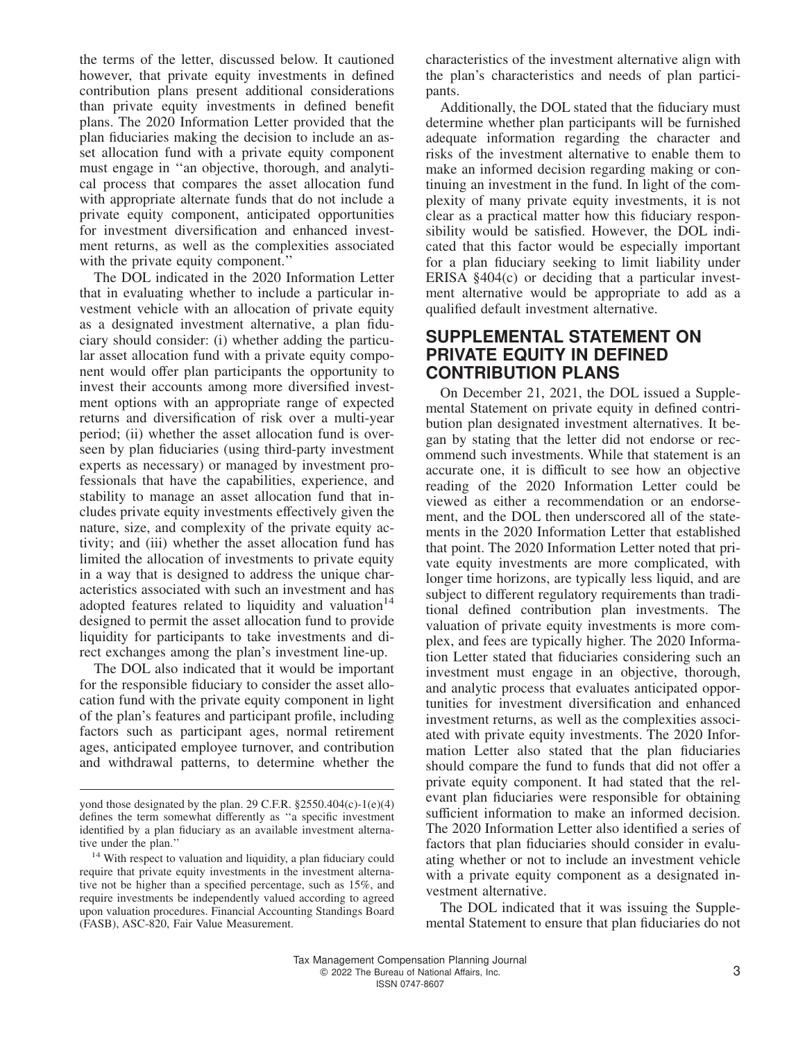the terms of the letter, discussed below. It cautioned however, that private equity investments in defined contribution plans present additional considerations than private equity investments in defined benefit plans. The 2020 Information Letter provided that the plan fiduciaries making the decision to include an asset allocation fund with a private equity component must engage in ''an objective, thorough, and analytical process that compares the asset allocation fund with appropriate alternate funds that do not include a private equity component, anticipated opportunities for investment diversification and enhanced investment returns, as well as the complexities associated with the private equity component.''

The DOL indicated in the 2020 Information Letter that in evaluating whether to include a particular investment vehicle with an allocation of private equity as a designated investment alternative, a plan fiduciary should consider: (i) whether adding the particular asset allocation fund with a private equity component would offer plan participants the opportunity to invest their accounts among more diversified investment options with an appropriate range of expected returns and diversification of risk over a multi-year period; (ii) whether the asset allocation fund is overseen by plan fiduciaries (using third-party investment experts as necessary) or managed by investment professionals that have the capabilities, experience, and stability to manage an asset allocation fund that includes private equity investments effectively given the nature, size, and complexity of the private equity activity; and (iii) whether the asset allocation fund has limited the allocation of investments to private equity in a way that is designed to address the unique characteristics associated with such an investment and has adopted features related to liquidity and valuation[14] designed to permit the asset allocation fund to provide liquidity for participants to take investments and direct exchanges among the plan's investment line-up.

The DOL also indicated that it would be important for the responsible fiduciary to consider the asset allocation fund with the private equity component in light of the plan's features and participant profile, including factors such as participant ages, normal retirement ages, anticipated employee turnover, and contribution and withdrawal patterns, to determine whether the characteristics of the investment alternative align with the plan's characteristics and needs of plan participants.

Additionally, the DOL stated that the fiduciary must determine whether plan participants will be furnished adequate information regarding the character and risks of the investment alternative to enable them to make an informed decision regarding making or continuing an investment in the fund. In light of the complexity of many private equity investments, it is not clear as a practical matter how this fiduciary responsibility would be satisfied. However, the DOL indicated that this factor would be especially important for a plan fiduciary seeking to limit liability under ERISA §404(c) or deciding that a particular investment alternative would be appropriate to add as a qualified default investment alternative.

## SUPPLEMENTAL STATEMENT ON PRIVATE EQUITY IN DEFINED CONTRIBUTION PLANS

On December 21, 2021, the DOL issued a Supplemental Statement on private equity in defined contribution plan designated investment alternatives. It began by stating that the letter did not endorse or recommend such investments. While that statement is an accurate one, it is difficult to see how an objective reading of the 2020 Information Letter could be viewed as either a recommendation or an endorsement, and the DOL then underscored all of the statements in the 2020 Information Letter that established that point. The 2020 Information Letter noted that private equity investments are more complicated, with longer time horizons, are typically less liquid, and are subject to different regulatory requirements than traditional defined contribution plan investments. The valuation of private equity investments is more complex, and fees are typically higher. The 2020 Information Letter stated that fiduciaries considering such an investment must engage in an objective, thorough, and analytic process that evaluates anticipated opportunities for investment diversification and enhanced investment returns, as well as the complexities associated with private equity investments. The 2020 Information Letter also stated that the plan fiduciaries should compare the fund to funds that did not offer a private equity component. It had stated that the relevant plan fiduciaries were responsible for obtaining sufficient information to make an informed decision. The 2020 Information Letter also identified a series of factors that plan fiduciaries should consider in evaluating whether or not to include an investment vehicle with a private equity component as a designated investment alternative.

The DOL indicated that it was issuing the Supplemental Statement to ensure that plan fiduciaries do not

---

yond those designated by the plan. 29 C.F.R. §2550.404(c)-1(e)(4) defines the term somewhat differently as ''a specific investment identified by a plan fiduciary as an available investment alternative under the plan.''

[14] With respect to valuation and liquidity, a plan fiduciary could require that private equity investments in the investment alternative not be higher than a specified percentage, such as 15%, and require investments be independently valued according to agreed upon valuation procedures. Financial Accounting Standings Board (FASB), ASC-820, Fair Value Measurement.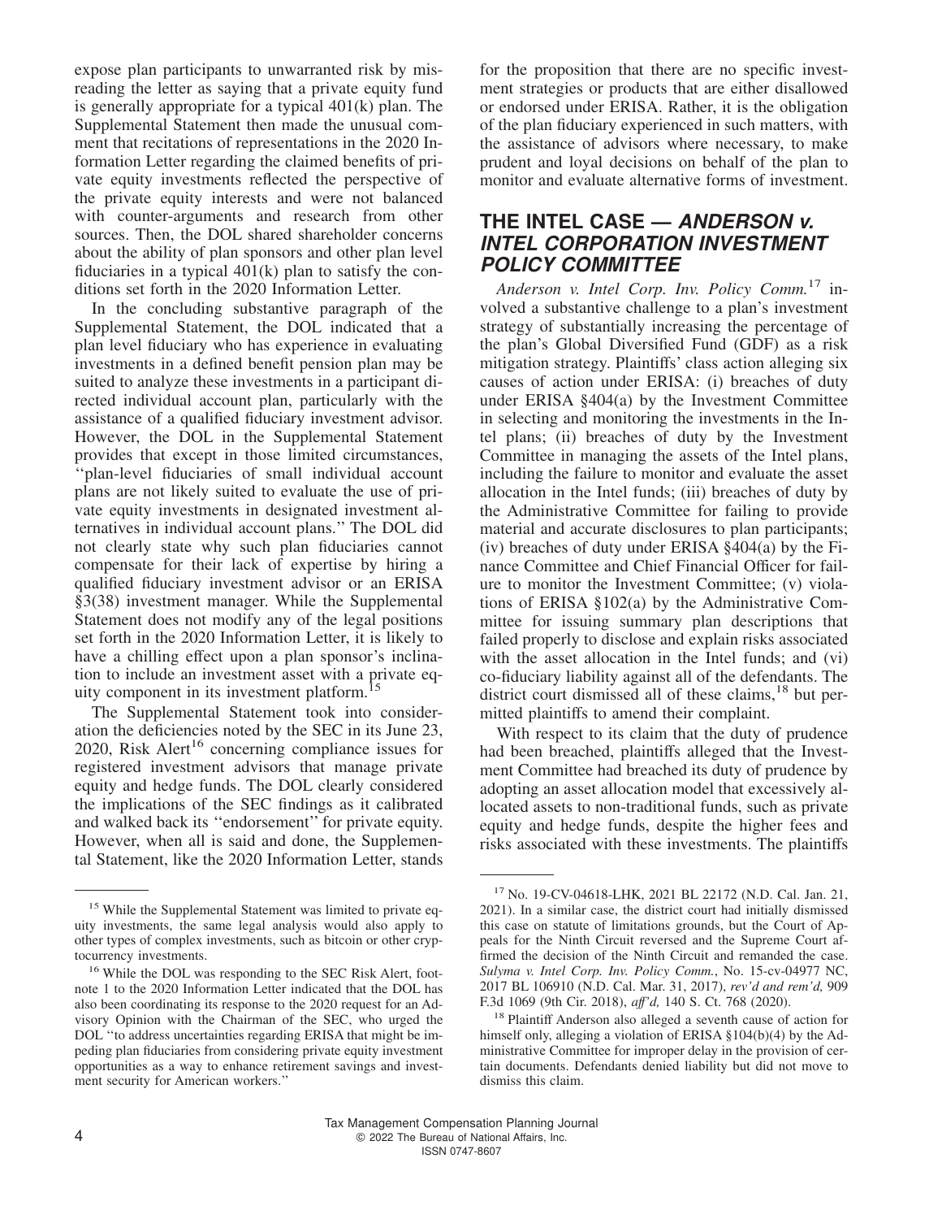expose plan participants to unwarranted risk by misreading the letter as saying that a private equity fund is generally appropriate for a typical 401(k) plan. The Supplemental Statement then made the unusual comment that recitations of representations in the 2020 Information Letter regarding the claimed benefits of private equity investments reflected the perspective of the private equity interests and were not balanced with counter-arguments and research from other sources. Then, the DOL shared shareholder concerns about the ability of plan sponsors and other plan level fiduciaries in a typical 401(k) plan to satisfy the conditions set forth in the 2020 Information Letter.

In the concluding substantive paragraph of the Supplemental Statement, the DOL indicated that a plan level fiduciary who has experience in evaluating investments in a defined benefit pension plan may be suited to analyze these investments in a participant directed individual account plan, particularly with the assistance of a qualified fiduciary investment advisor. However, the DOL in the Supplemental Statement provides that except in those limited circumstances, ''plan-level fiduciaries of small individual account plans are not likely suited to evaluate the use of private equity investments in designated investment alternatives in individual account plans.'' The DOL did not clearly state why such plan fiduciaries cannot compensate for their lack of expertise by hiring a qualified fiduciary investment advisor or an ERISA §3(38) investment manager. While the Supplemental Statement does not modify any of the legal positions set forth in the 2020 Information Letter, it is likely to have a chilling effect upon a plan sponsor's inclination to include an investment asset with a private equity component in its investment platform.[15]

The Supplemental Statement took into consideration the deficiencies noted by the SEC in its June 23, 2020, Risk Alert[16] concerning compliance issues for registered investment advisors that manage private equity and hedge funds. The DOL clearly considered the implications of the SEC findings as it calibrated and walked back its ''endorsement'' for private equity. However, when all is said and done, the Supplemental Statement, like the 2020 Information Letter, stands for the proposition that there are no specific investment strategies or products that are either disallowed or endorsed under ERISA. Rather, it is the obligation of the plan fiduciary experienced in such matters, with the assistance of advisors where necessary, to make prudent and loyal decisions on behalf of the plan to monitor and evaluate alternative forms of investment.

## THE INTEL CASE — *ANDERSON v. INTEL CORPORATION INVESTMENT POLICY COMMITTEE*

*Anderson v. Intel Corp. Inv. Policy Comm.*[17] involved a substantive challenge to a plan's investment strategy of substantially increasing the percentage of the plan's Global Diversified Fund (GDF) as a risk mitigation strategy. Plaintiffs' class action alleging six causes of action under ERISA: (i) breaches of duty under ERISA §404(a) by the Investment Committee in selecting and monitoring the investments in the Intel plans; (ii) breaches of duty by the Investment Committee in managing the assets of the Intel plans, including the failure to monitor and evaluate the asset allocation in the Intel funds; (iii) breaches of duty by the Administrative Committee for failing to provide material and accurate disclosures to plan participants; (iv) breaches of duty under ERISA §404(a) by the Finance Committee and Chief Financial Officer for failure to monitor the Investment Committee; (v) violations of ERISA §102(a) by the Administrative Committee for issuing summary plan descriptions that failed properly to disclose and explain risks associated with the asset allocation in the Intel funds; and (vi) co-fiduciary liability against all of the defendants. The district court dismissed all of these claims,[18] but permitted plaintiffs to amend their complaint.

With respect to its claim that the duty of prudence had been breached, plaintiffs alleged that the Investment Committee had breached its duty of prudence by adopting an asset allocation model that excessively allocated assets to non-traditional funds, such as private equity and hedge funds, despite the higher fees and risks associated with these investments. The plaintiffs

---

[15] While the Supplemental Statement was limited to private equity investments, the same legal analysis would also apply to other types of complex investments, such as bitcoin or other cryptocurrency investments.

[16] While the DOL was responding to the SEC Risk Alert, footnote 1 to the 2020 Information Letter indicated that the DOL has also been coordinating its response to the 2020 request for an Advisory Opinion with the Chairman of the SEC, who urged the DOL ''to address uncertainties regarding ERISA that might be impeding plan fiduciaries from considering private equity investment opportunities as a way to enhance retirement savings and investment security for American workers.''

[17] No. 19-CV-04618-LHK, 2021 BL 22172 (N.D. Cal. Jan. 21, 2021). In a similar case, the district court had initially dismissed this case on statute of limitations grounds, but the Court of Appeals for the Ninth Circuit reversed and the Supreme Court affirmed the decision of the Ninth Circuit and remanded the case. *Sulyma v. Intel Corp. Inv. Policy Comm.*, No. 15-cv-04977 NC, 2017 BL 106910 (N.D. Cal. Mar. 31, 2017), *rev'd and rem'd,* 909 F.3d 1069 (9th Cir. 2018), *aff'd,* 140 S. Ct. 768 (2020).

[18] Plaintiff Anderson also alleged a seventh cause of action for himself only, alleging a violation of ERISA §104(b)(4) by the Administrative Committee for improper delay in the provision of certain documents. Defendants denied liability but did not move to dismiss this claim.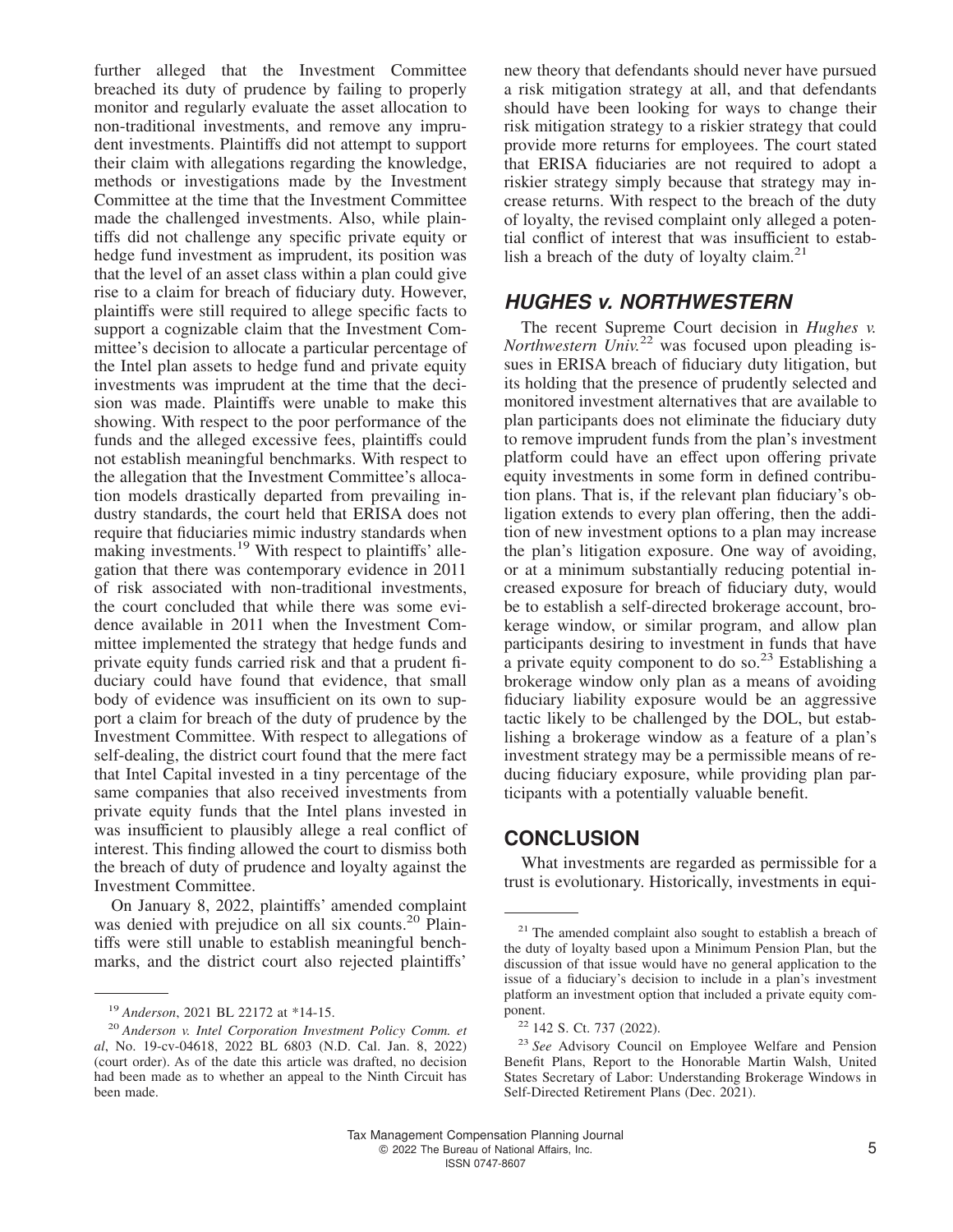further alleged that the Investment Committee breached its duty of prudence by failing to properly monitor and regularly evaluate the asset allocation to non-traditional investments, and remove any imprudent investments. Plaintiffs did not attempt to support their claim with allegations regarding the knowledge, methods or investigations made by the Investment Committee at the time that the Investment Committee made the challenged investments. Also, while plaintiffs did not challenge any specific private equity or hedge fund investment as imprudent, its position was that the level of an asset class within a plan could give rise to a claim for breach of fiduciary duty. However, plaintiffs were still required to allege specific facts to support a cognizable claim that the Investment Committee's decision to allocate a particular percentage of the Intel plan assets to hedge fund and private equity investments was imprudent at the time that the decision was made. Plaintiffs were unable to make this showing. With respect to the poor performance of the funds and the alleged excessive fees, plaintiffs could not establish meaningful benchmarks. With respect to the allegation that the Investment Committee's allocation models drastically departed from prevailing industry standards, the court held that ERISA does not require that fiduciaries mimic industry standards when making investments.[19] With respect to plaintiffs' allegation that there was contemporary evidence in 2011 of risk associated with non-traditional investments, the court concluded that while there was some evidence available in 2011 when the Investment Committee implemented the strategy that hedge funds and private equity funds carried risk and that a prudent fiduciary could have found that evidence, that small body of evidence was insufficient on its own to support a claim for breach of the duty of prudence by the Investment Committee. With respect to allegations of self-dealing, the district court found that the mere fact that Intel Capital invested in a tiny percentage of the same companies that also received investments from private equity funds that the Intel plans invested in was insufficient to plausibly allege a real conflict of interest. This finding allowed the court to dismiss both the breach of duty of prudence and loyalty against the Investment Committee.

On January 8, 2022, plaintiffs' amended complaint was denied with prejudice on all six counts.[20] Plaintiffs were still unable to establish meaningful benchmarks, and the district court also rejected plaintiffs' new theory that defendants should never have pursued a risk mitigation strategy at all, and that defendants should have been looking for ways to change their risk mitigation strategy to a riskier strategy that could provide more returns for employees. The court stated that ERISA fiduciaries are not required to adopt a riskier strategy simply because that strategy may increase returns. With respect to the breach of the duty of loyalty, the revised complaint only alleged a potential conflict of interest that was insufficient to establish a breach of the duty of loyalty claim.[21]

## *HUGHES v. NORTHWESTERN*

The recent Supreme Court decision in *Hughes v. Northwestern Univ.*[22] was focused upon pleading issues in ERISA breach of fiduciary duty litigation, but its holding that the presence of prudently selected and monitored investment alternatives that are available to plan participants does not eliminate the fiduciary duty to remove imprudent funds from the plan's investment platform could have an effect upon offering private equity investments in some form in defined contribution plans. That is, if the relevant plan fiduciary's obligation extends to every plan offering, then the addition of new investment options to a plan may increase the plan's litigation exposure. One way of avoiding, or at a minimum substantially reducing potential increased exposure for breach of fiduciary duty, would be to establish a self-directed brokerage account, brokerage window, or similar program, and allow plan participants desiring to investment in funds that have a private equity component to do so.[23] Establishing a brokerage window only plan as a means of avoiding fiduciary liability exposure would be an aggressive tactic likely to be challenged by the DOL, but establishing a brokerage window as a feature of a plan's investment strategy may be a permissible means of reducing fiduciary exposure, while providing plan participants with a potentially valuable benefit.

## CONCLUSION

What investments are regarded as permissible for a trust is evolutionary. Historically, investments in equi-

---

[19] *Anderson*, 2021 BL 22172 at *14-15.

[20] *Anderson v. Intel Corporation Investment Policy Comm. et al*, No. 19-cv-04618, 2022 BL 6803 (N.D. Cal. Jan. 8, 2022) (court order). As of the date this article was drafted, no decision had been made as to whether an appeal to the Ninth Circuit has been made.

[21] The amended complaint also sought to establish a breach of the duty of loyalty based upon a Minimum Pension Plan, but the discussion of that issue would have no general application to the issue of a fiduciary's decision to include in a plan's investment platform an investment option that included a private equity component.

[22] 142 S. Ct. 737 (2022).

[23] *See* Advisory Council on Employee Welfare and Pension Benefit Plans, Report to the Honorable Martin Walsh, United States Secretary of Labor: Understanding Brokerage Windows in Self-Directed Retirement Plans (Dec. 2021).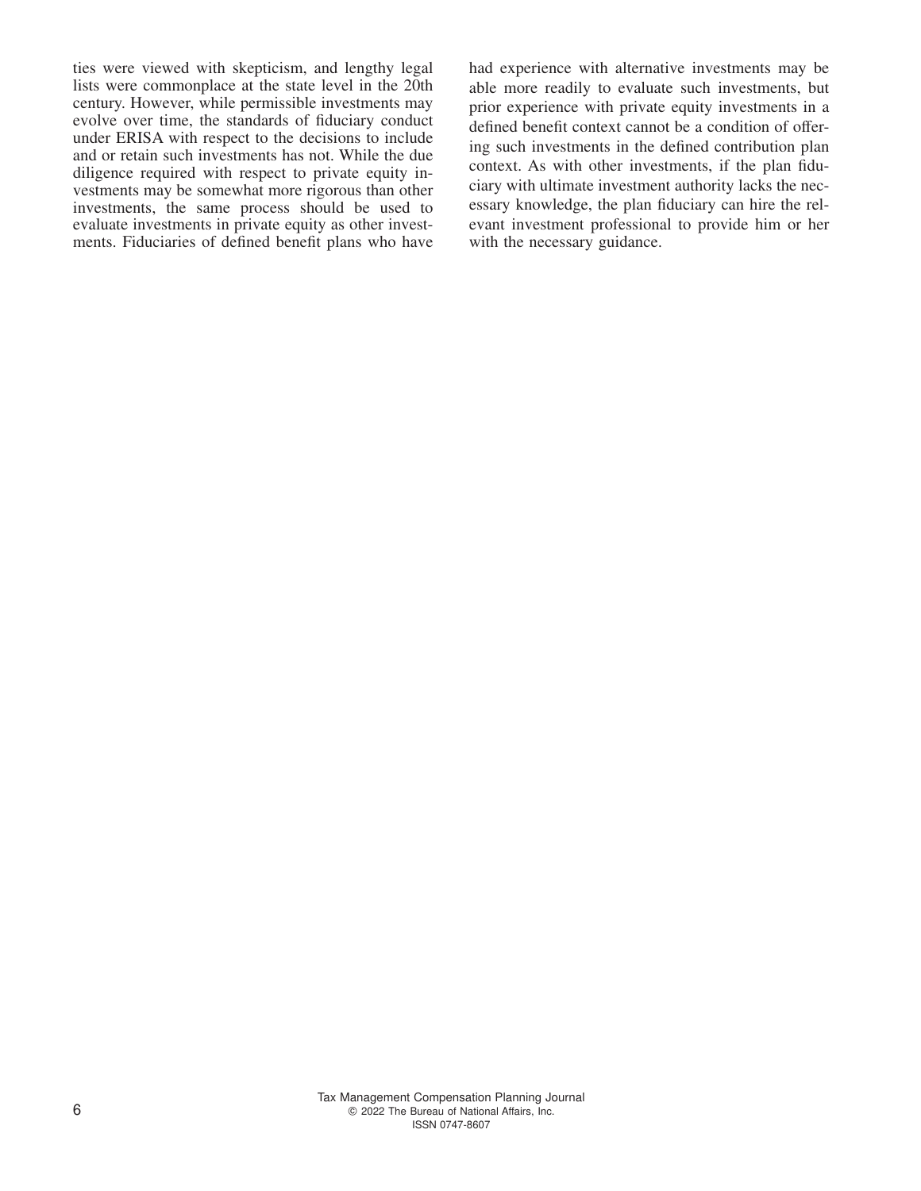ties were viewed with skepticism, and lengthy legal lists were commonplace at the state level in the 20th century. However, while permissible investments may evolve over time, the standards of fiduciary conduct under ERISA with respect to the decisions to include and or retain such investments has not. While the due diligence required with respect to private equity investments may be somewhat more rigorous than other investments, the same process should be used to evaluate investments in private equity as other investments. Fiduciaries of defined benefit plans who have had experience with alternative investments may be able more readily to evaluate such investments, but prior experience with private equity investments in a defined benefit context cannot be a condition of offering such investments in the defined contribution plan context. As with other investments, if the plan fiduciary with ultimate investment authority lacks the necessary knowledge, the plan fiduciary can hire the relevant investment professional to provide him or her with the necessary guidance.